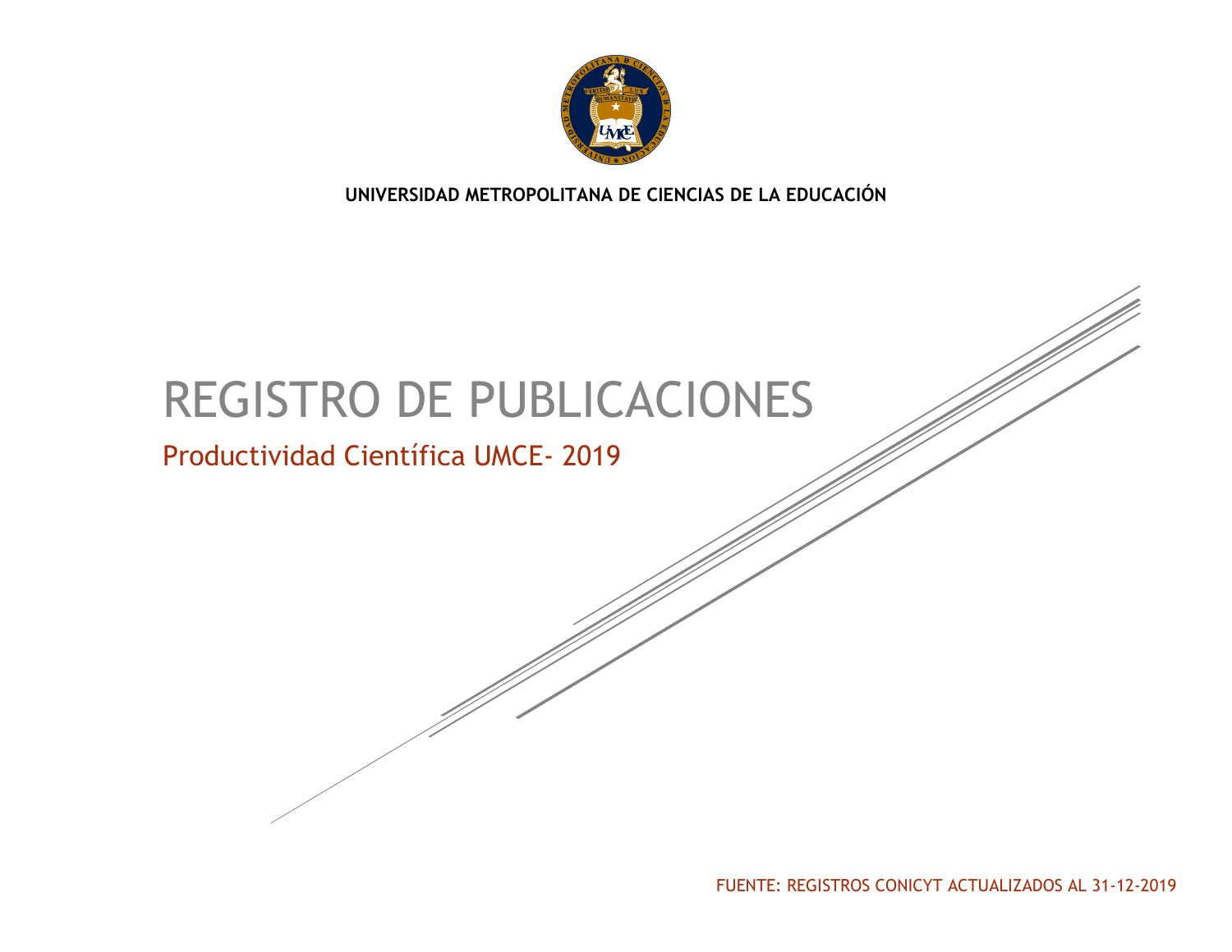**UNIVERSIDAD METROPOLITANA DE CIENCIAS DE LA EDUCACIÓN**

# REGISTRO DE PUBLICACIONES

## Productividad Científica UMCE- 2019

FUENTE: REGISTROS CONICYT ACTUALIZADOS AL 31-12-2019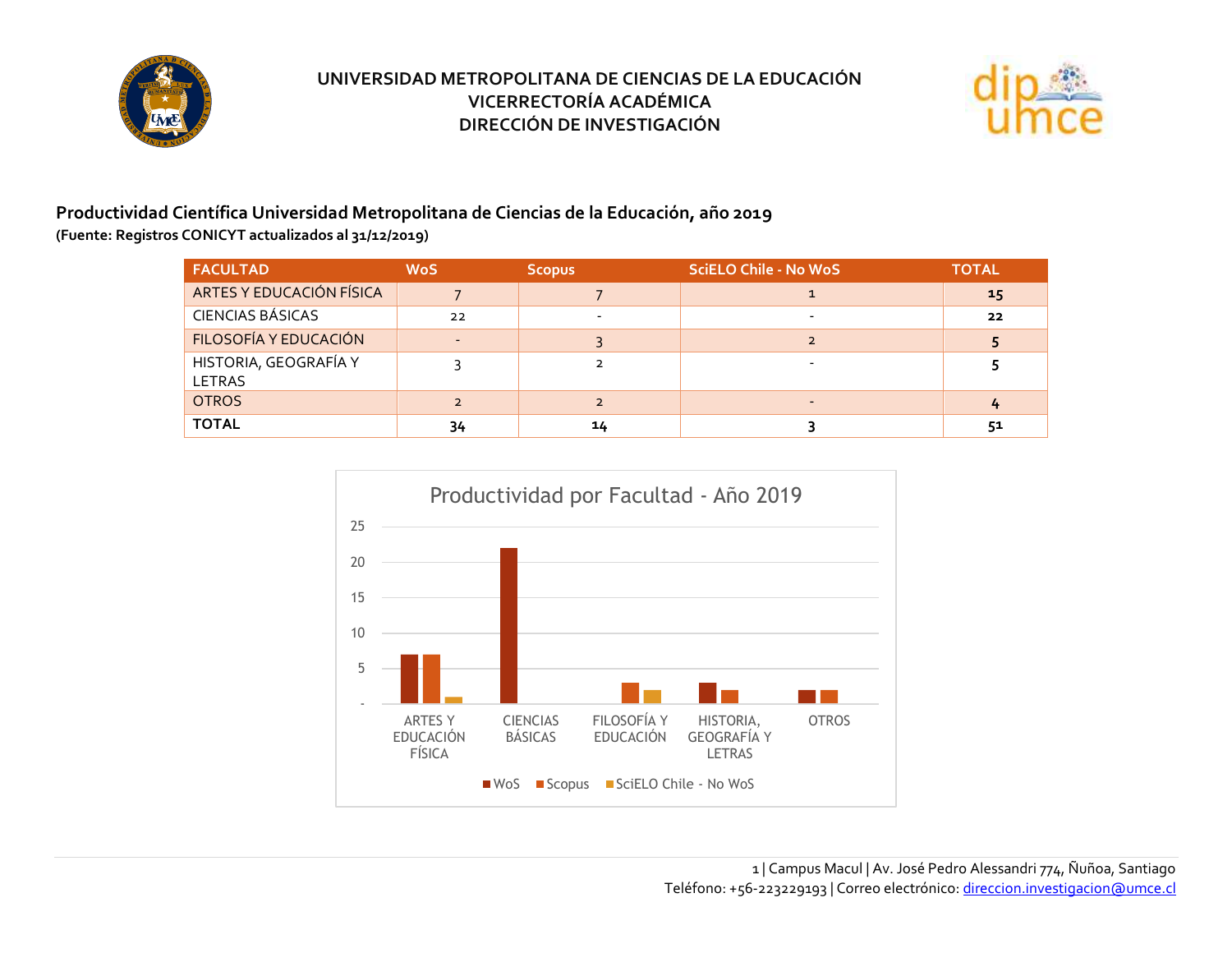UNIVERSIDAD METROPOLITANA DE CIENCIAS DE LA EDUCACIÓN
VICERRECTORÍA ACADÉMICA
DIRECCIÓN DE INVESTIGACIÓN

## Productividad Científica Universidad Metropolitana de Ciencias de la Educación, año 2019

**(Fuente: Registros CONICYT actualizados al 31/12/2019)**

| FACULTAD | WoS | Scopus | SciELO Chile - No WoS | TOTAL |
|---|---|---|---|---|
| ARTES Y EDUCACIÓN FÍSICA | 7 | 7 | 1 | **15** |
| CIENCIAS BÁSICAS | 22 | - | - | **22** |
| FILOSOFÍA Y EDUCACIÓN | - | 3 | 2 | **5** |
| HISTORIA, GEOGRAFÍA Y LETRAS | 3 | 2 | - | **5** |
| OTROS | 2 | 2 | - | **4** |
| **TOTAL** | **34** | **14** | **3** | **51** |

Productividad por Facultad - Año 2019

| | WoS | Scopus | SciELO Chile - No WoS |
|---|---|---|---|
| ARTES Y EDUCACIÓN FÍSICA | 7 | 7 | 1 |
| CIENCIAS BÁSICAS | 22 | | |
| FILOSOFÍA Y EDUCACIÓN | | 3 | 2 |
| HISTORIA, GEOGRAFÍA Y LETRAS | 3 | 2 | |
| OTROS | 2 | 2 | |

Campus Macul | Av. José Pedro Alessandri 774, Ñuñoa, Santiago
Teléfono: +56-223229193 | Correo electrónico: direccion.investigacion@umce.cl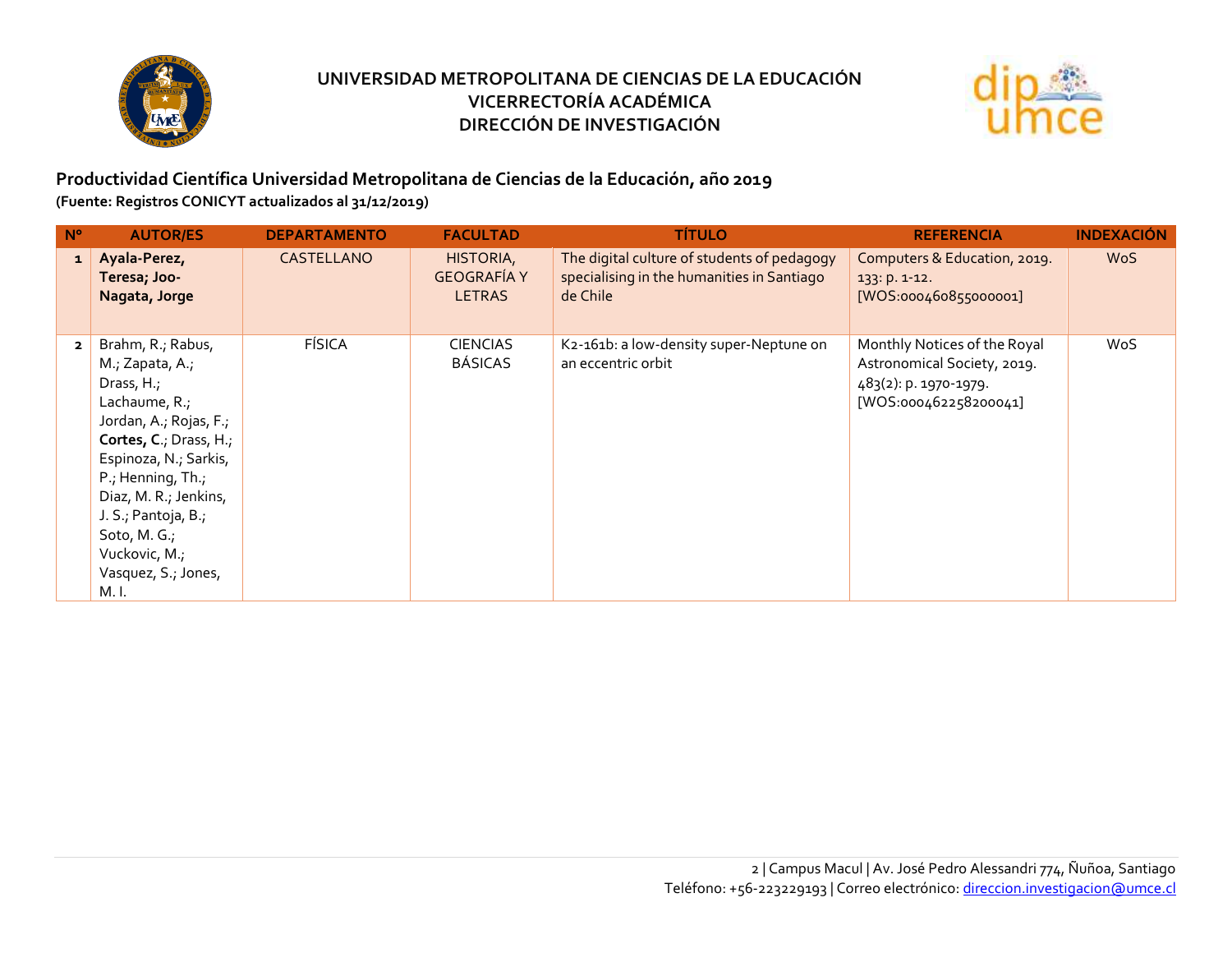**UNIVERSIDAD METROPOLITANA DE CIENCIAS DE LA EDUCACIÓN**
**VICERRECTORÍA ACADÉMICA**
**DIRECCIÓN DE INVESTIGACIÓN**

## Productividad Científica Universidad Metropolitana de Ciencias de la Educación, año 2019

**(Fuente: Registros CONICYT actualizados al 31/12/2019)**

| Nº | AUTOR/ES | DEPARTAMENTO | FACULTAD | TÍTULO | REFERENCIA | INDEXACIÓN |
|---|---|---|---|---|---|---|
| 1 | **Ayala-Perez, Teresa; Joo-Nagata, Jorge** | CASTELLANO | HISTORIA, GEOGRAFÍA Y LETRAS | The digital culture of students of pedagogy specialising in the humanities in Santiago de Chile | Computers & Education, 2019. 133: p. 1-12. [WOS:000460855000001] | WoS |
| 2 | Brahm, R.; Rabus, M.; Zapata, A.; Drass, H.; Lachaume, R.; Jordan, A.; Rojas, F.; **Cortes, C**.; Drass, H.; Espinoza, N.; Sarkis, P.; Henning, Th.; Diaz, M. R.; Jenkins, J. S.; Pantoja, B.; Soto, M. G.; Vuckovic, M.; Vasquez, S.; Jones, M. I. | FÍSICA | CIENCIAS BÁSICAS | K2-161b: a low-density super-Neptune on an eccentric orbit | Monthly Notices of the Royal Astronomical Society, 2019. 483(2): p. 1970-1979. [WOS:000462258200041] | WoS |

2 | Campus Macul | Av. José Pedro Alessandri 774, Ñuñoa, Santiago
Teléfono: +56-223229193 | Correo electrónico: direccion.investigacion@umce.cl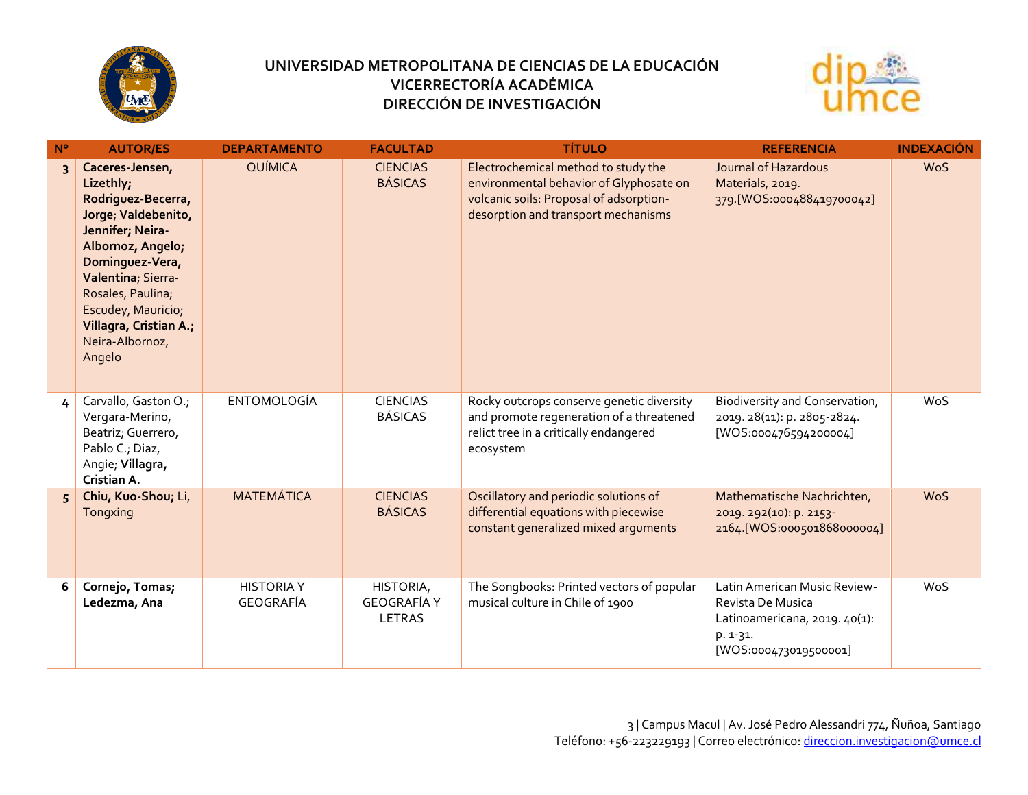# UNIVERSIDAD METROPOLITANA DE CIENCIAS DE LA EDUCACIÓN
## VICERRECTORÍA ACADÉMICA
## DIRECCIÓN DE INVESTIGACIÓN

| Nº | AUTOR/ES | DEPARTAMENTO | FACULTAD | TÍTULO | REFERENCIA | INDEXACIÓN |
|---|---|---|---|---|---|---|
| 3 | **Caceres-Jensen, Lizethly; Rodriguez-Becerra, Jorge**; **Valdebenito, Jennifer; Neira-Albornoz, Angelo; Dominguez-Vera, Valentina**; Sierra-Rosales, Paulina; Escudey, Mauricio; **Villagra, Cristian A.;** Neira-Albornoz, Angelo | QUÍMICA | CIENCIAS BÁSICAS | Electrochemical method to study the environmental behavior of Glyphosate on volcanic soils: Proposal of adsorption-desorption and transport mechanisms | Journal of Hazardous Materials, 2019. 379.[WOS:000488419700042] | WoS |
| 4 | Carvallo, Gaston O.; Vergara-Merino, Beatriz; Guerrero, Pablo C.; Diaz, Angie; **Villagra, Cristian A.** | ENTOMOLOGÍA | CIENCIAS BÁSICAS | Rocky outcrops conserve genetic diversity and promote regeneration of a threatened relict tree in a critically endangered ecosystem | Biodiversity and Conservation, 2019. 28(11): p. 2805-2824. [WOS:000476594200004] | WoS |
| 5 | **Chiu, Kuo-Shou;** Li, Tongxing | MATEMÁTICA | CIENCIAS BÁSICAS | Oscillatory and periodic solutions of differential equations with piecewise constant generalized mixed arguments | Mathematische Nachrichten, 2019. 292(10): p. 2153-2164.[WOS:000501868000004] | WoS |
| 6 | **Cornejo, Tomas; Ledezma, Ana** | HISTORIA Y GEOGRAFÍA | HISTORIA, GEOGRAFÍA Y LETRAS | The Songbooks: Printed vectors of popular musical culture in Chile of 1900 | Latin American Music Review-Revista De Musica Latinoamericana, 2019. 40(1): p. 1-31. [WOS:000473019500001] | WoS |

3 | Campus Macul | Av. José Pedro Alessandri 774, Ñuñoa, Santiago
Teléfono: +56-223229193 | Correo electrónico: direccion.investigacion@umce.cl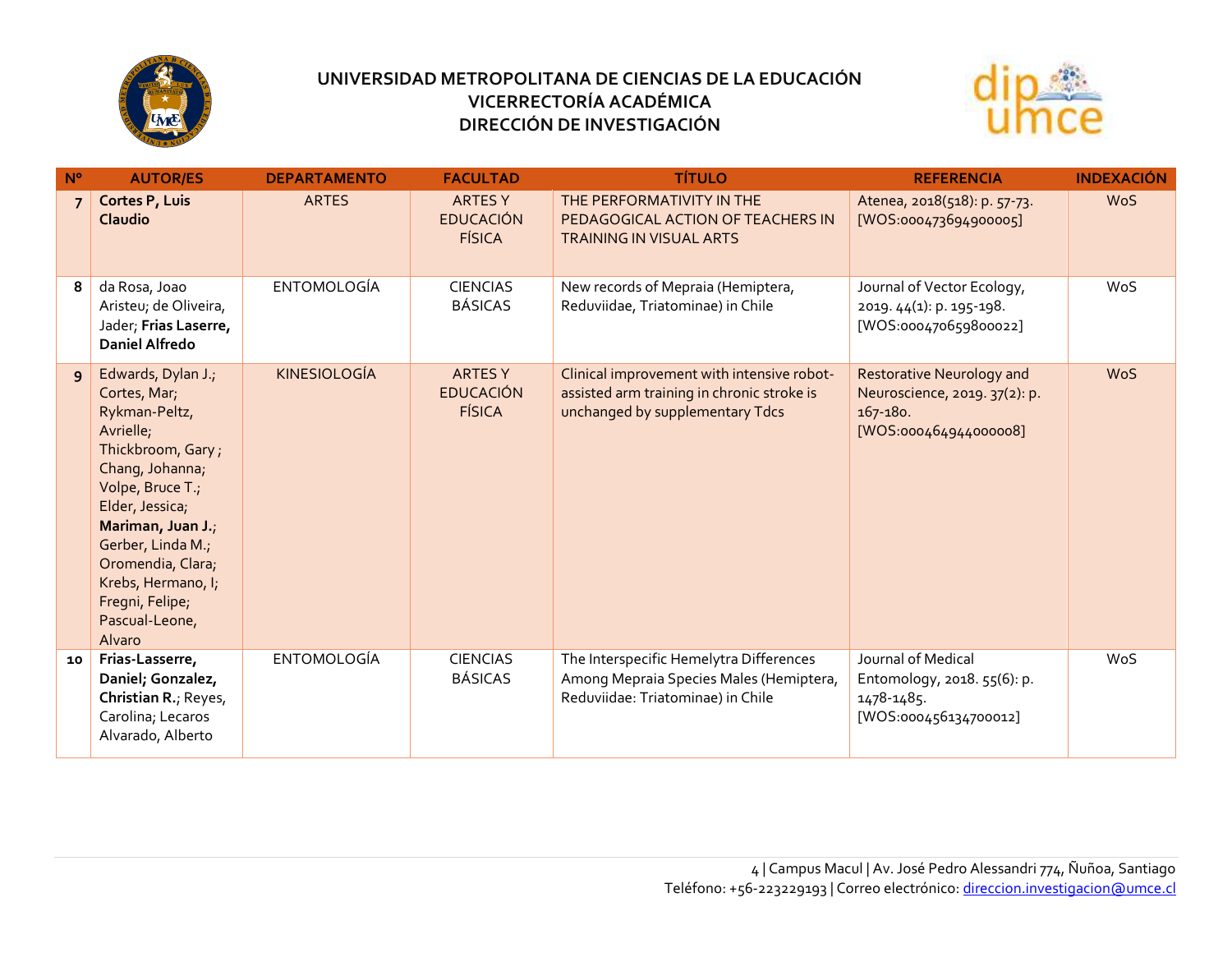# UNIVERSIDAD METROPOLITANA DE CIENCIAS DE LA EDUCACIÓN
## VICERRECTORÍA ACADÉMICA
## DIRECCIÓN DE INVESTIGACIÓN

| Nº | AUTOR/ES | DEPARTAMENTO | FACULTAD | TÍTULO | REFERENCIA | INDEXACIÓN |
|---|---|---|---|---|---|---|
| 7 | **Cortes P, Luis Claudio** | ARTES | ARTES Y EDUCACIÓN FÍSICA | THE PERFORMATIVITY IN THE PEDAGOGICAL ACTION OF TEACHERS IN TRAINING IN VISUAL ARTS | Atenea, 2018(518): p. 57-73. [WOS:000473694900005] | WoS |
| 8 | da Rosa, Joao Aristeu; de Oliveira, Jader; **Frias Laserre, Daniel Alfredo** | ENTOMOLOGÍA | CIENCIAS BÁSICAS | New records of Mepraia (Hemiptera, Reduviidae, Triatominae) in Chile | Journal of Vector Ecology, 2019. 44(1): p. 195-198. [WOS:000470659800022] | WoS |
| 9 | Edwards, Dylan J.; Cortes, Mar; Rykman-Peltz, Avrielle; Thickbroom, Gary ; Chang, Johanna; Volpe, Bruce T.; Elder, Jessica; **Mariman, Juan J.**; Gerber, Linda M.; Oromendia, Clara; Krebs, Hermano, I; Fregni, Felipe; Pascual-Leone, Alvaro | KINESIOLOGÍA | ARTES Y EDUCACIÓN FÍSICA | Clinical improvement with intensive robot-assisted arm training in chronic stroke is unchanged by supplementary Tdcs | Restorative Neurology and Neuroscience, 2019. 37(2): p. 167-180. [WOS:000464944000008] | WoS |
| 10 | **Frias-Lasserre, Daniel; Gonzalez, Christian R.**; Reyes, Carolina; Lecaros Alvarado, Alberto | ENTOMOLOGÍA | CIENCIAS BÁSICAS | The Interspecific Hemelytra Differences Among Mepraia Species Males (Hemiptera, Reduviidae: Triatominae) in Chile | Journal of Medical Entomology, 2018. 55(6): p. 1478-1485. [WOS:000456134700012] | WoS |

Campus Macul | Av. José Pedro Alessandri 774, Ñuñoa, Santiago
Teléfono: +56-223229193 | Correo electrónico: direccion.investigacion@umce.cl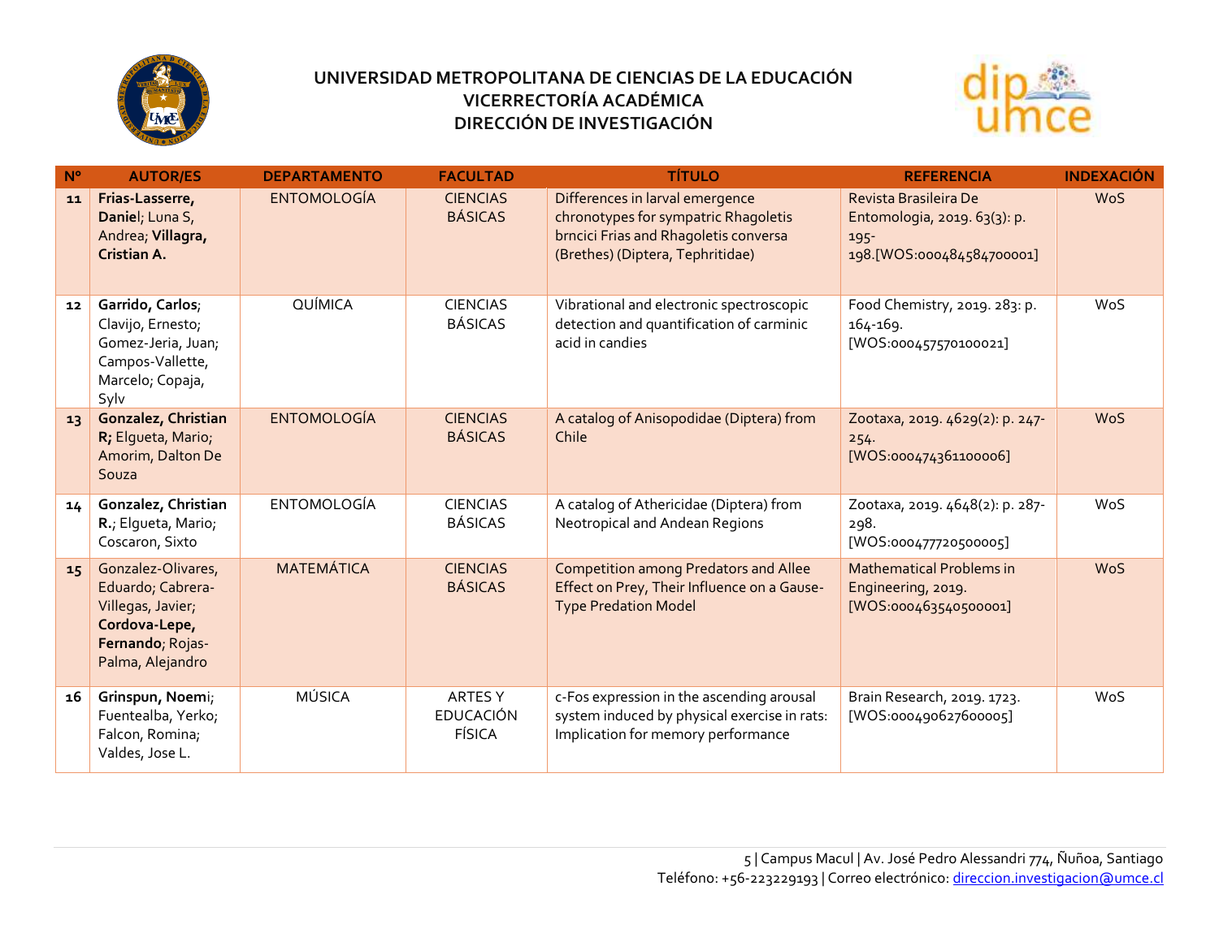# UNIVERSIDAD METROPOLITANA DE CIENCIAS DE LA EDUCACIÓN
## VICERRECTORÍA ACADÉMICA
## DIRECCIÓN DE INVESTIGACIÓN

| Nº | AUTOR/ES | DEPARTAMENTO | FACULTAD | TÍTULO | REFERENCIA | INDEXACIÓN |
|---|---|---|---|---|---|---|
| 11 | **Frias-Lasserre, Daniel**; Luna S, Andrea; **Villagra, Cristian A.** | ENTOMOLOGÍA | CIENCIAS BÁSICAS | Differences in larval emergence chronotypes for sympatric Rhagoletis brncici Frias and Rhagoletis conversa (Brethes) (Diptera, Tephritidae) | Revista Brasileira De Entomologia, 2019. 63(3): p. 195-198.[WOS:000484584700001] | WoS |
| 12 | **Garrido, Carlos**; Clavijo, Ernesto; Gomez-Jeria, Juan; Campos-Vallette, Marcelo; Copaja, Sylv | QUÍMICA | CIENCIAS BÁSICAS | Vibrational and electronic spectroscopic detection and quantification of carminic acid in candies | Food Chemistry, 2019. 283: p. 164-169. [WOS:000457570100021] | WoS |
| 13 | **Gonzalez, Christian R;** Elgueta, Mario; Amorim, Dalton De Souza | ENTOMOLOGÍA | CIENCIAS BÁSICAS | A catalog of Anisopodidae (Diptera) from Chile | Zootaxa, 2019. 4629(2): p. 247-254. [WOS:000474361100006] | WoS |
| 14 | **Gonzalez, Christian R.**; Elgueta, Mario; Coscaron, Sixto | ENTOMOLOGÍA | CIENCIAS BÁSICAS | A catalog of Athericidae (Diptera) from Neotropical and Andean Regions | Zootaxa, 2019. 4648(2): p. 287-298. [WOS:000477720500005] | WoS |
| 15 | Gonzalez-Olivares, Eduardo; Cabrera-Villegas, Javier; **Cordova-Lepe, Fernando**; Rojas-Palma, Alejandro | MATEMÁTICA | CIENCIAS BÁSICAS | Competition among Predators and Allee Effect on Prey, Their Influence on a Gause-Type Predation Model | Mathematical Problems in Engineering, 2019. [WOS:000463540500001] | WoS |
| 16 | **Grinspun, Noemi**; Fuentealba, Yerko; Falcon, Romina; Valdes, Jose L. | MÚSICA | ARTES Y EDUCACIÓN FÍSICA | c-Fos expression in the ascending arousal system induced by physical exercise in rats: Implication for memory performance | Brain Research, 2019. 1723. [WOS:000490627600005] | WoS |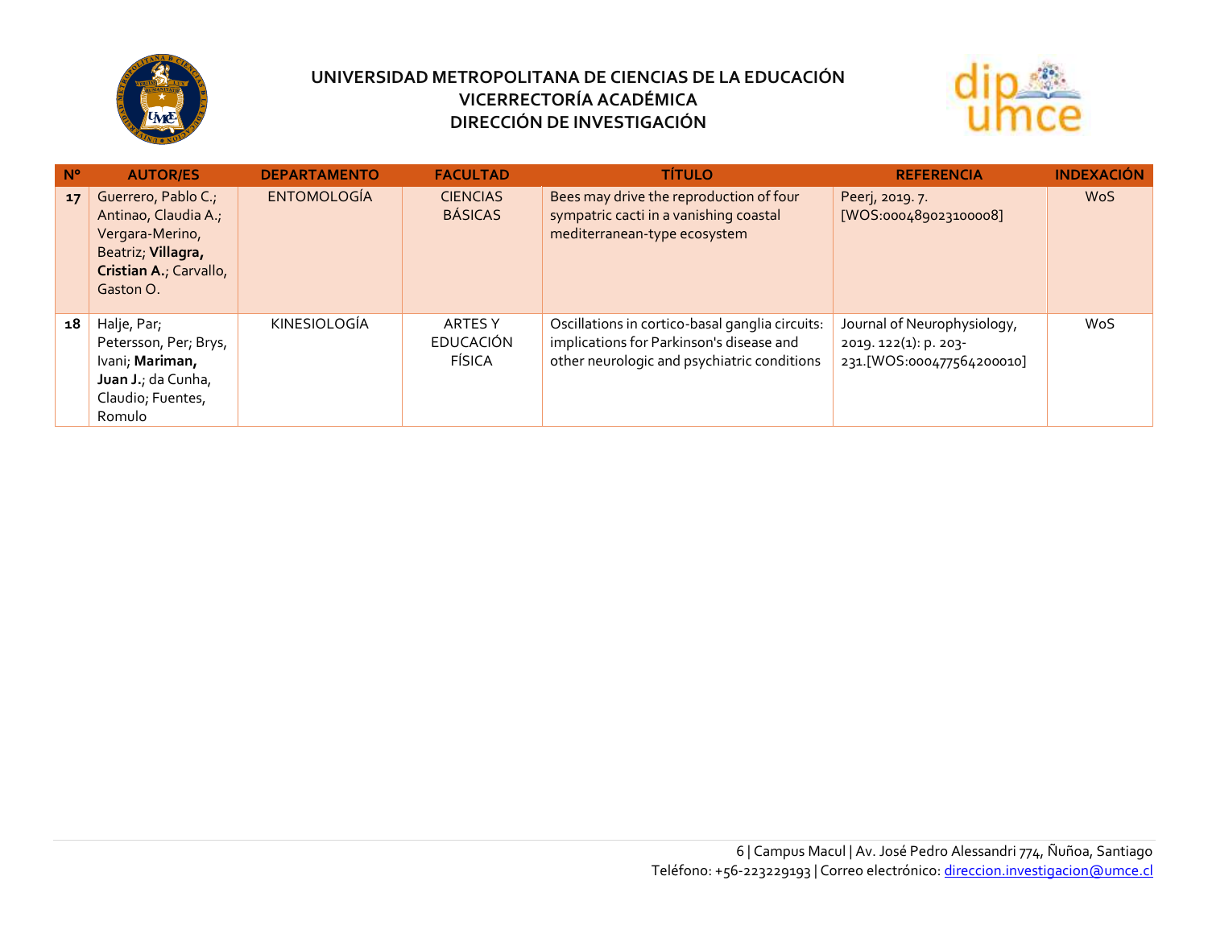# UNIVERSIDAD METROPOLITANA DE CIENCIAS DE LA EDUCACIÓN
## VICERRECTORÍA ACADÉMICA
## DIRECCIÓN DE INVESTIGACIÓN

| Nº | AUTOR/ES | DEPARTAMENTO | FACULTAD | TÍTULO | REFERENCIA | INDEXACIÓN |
|---|---|---|---|---|---|---|
| 17 | Guerrero, Pablo C.; Antinao, Claudia A.; Vergara-Merino, Beatriz; **Villagra, Cristian A.**; Carvallo, Gaston O. | ENTOMOLOGÍA | CIENCIAS BÁSICAS | Bees may drive the reproduction of four sympatric cacti in a vanishing coastal mediterranean-type ecosystem | Peerj, 2019. 7. [WOS:000489023100008] | WoS |
| 18 | Halje, Par; Petersson, Per; Brys, Ivani; **Mariman, Juan J.**; da Cunha, Claudio; Fuentes, Romulo | KINESIOLOGÍA | ARTES Y EDUCACIÓN FÍSICA | Oscillations in cortico-basal ganglia circuits: implications for Parkinson's disease and other neurologic and psychiatric conditions | Journal of Neurophysiology, 2019. 122(1): p. 203-231.[WOS:000477564200010] | WoS |

Campus Macul | Av. José Pedro Alessandri 774, Ñuñoa, Santiago
Teléfono: +56-223229193 | Correo electrónico: direccion.investigacion@umce.cl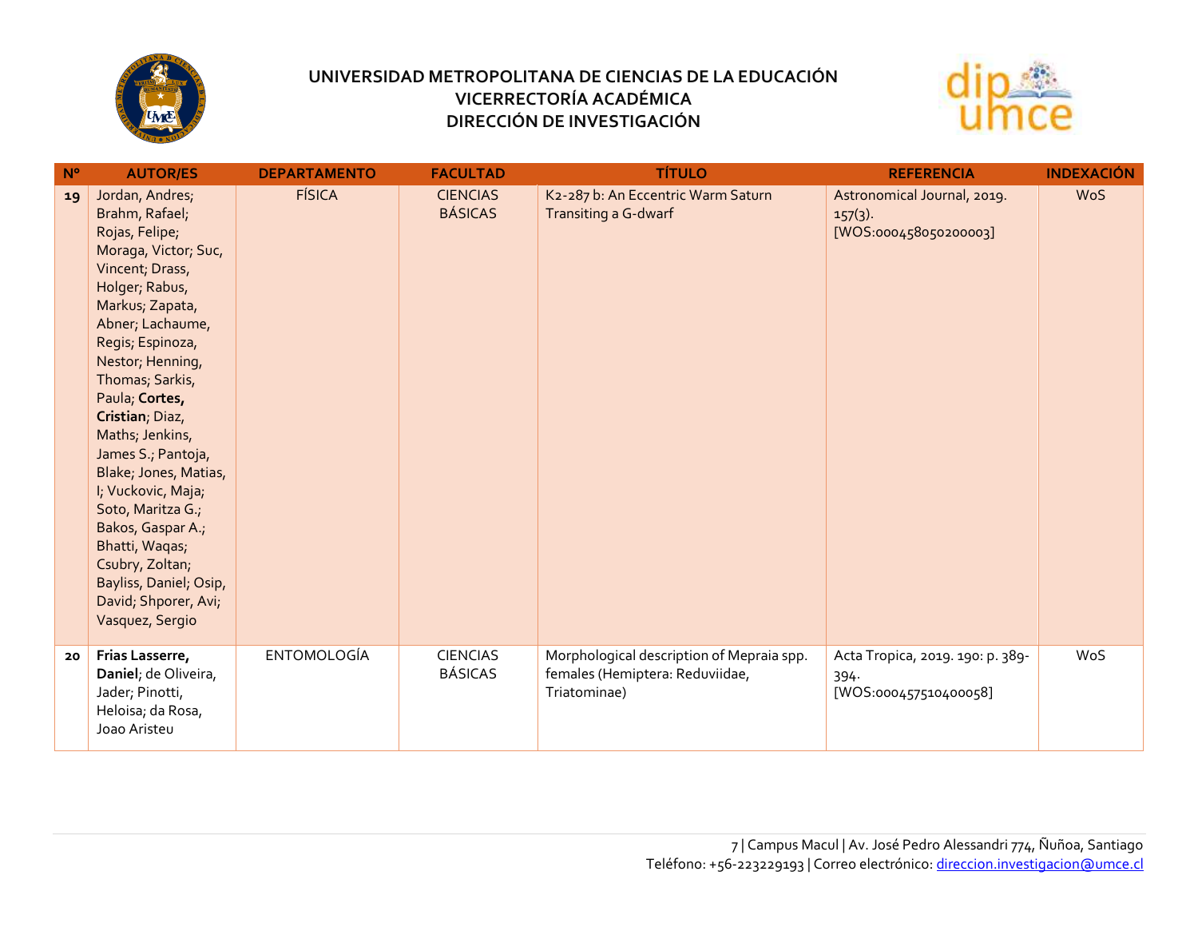# UNIVERSIDAD METROPOLITANA DE CIENCIAS DE LA EDUCACIÓN
## VICERRECTORÍA ACADÉMICA
## DIRECCIÓN DE INVESTIGACIÓN

| Nº | AUTOR/ES | DEPARTAMENTO | FACULTAD | TÍTULO | REFERENCIA | INDEXACIÓN |
|---|---|---|---|---|---|---|
| 19 | Jordan, Andres; Brahm, Rafael; Rojas, Felipe; Moraga, Victor; Suc, Vincent; Drass, Holger; Rabus, Markus; Zapata, Abner; Lachaume, Regis; Espinoza, Nestor; Henning, Thomas; Sarkis, Paula; **Cortes, Cristian**; Diaz, Maths; Jenkins, James S.; Pantoja, Blake; Jones, Matias, I; Vuckovic, Maja; Soto, Maritza G.; Bakos, Gaspar A.; Bhatti, Waqas; Csubry, Zoltan; Bayliss, Daniel; Osip, David; Shporer, Avi; Vasquez, Sergio | FÍSICA | CIENCIAS BÁSICAS | K2-287 b: An Eccentric Warm Saturn Transiting a G-dwarf | Astronomical Journal, 2019. 157(3). [WOS:000458050200003] | WoS |
| 20 | **Frias Lasserre, Daniel**; de Oliveira, Jader; Pinotti, Heloisa; da Rosa, Joao Aristeu | ENTOMOLOGÍA | CIENCIAS BÁSICAS | Morphological description of Mepraia spp. females (Hemiptera: Reduviidae, Triatominae) | Acta Tropica, 2019. 190: p. 389-394. [WOS:000457510400058] | WoS |

7 | Campus Macul | Av. José Pedro Alessandri 774, Ñuñoa, Santiago
Teléfono: +56-223229193 | Correo electrónico: direccion.investigacion@umce.cl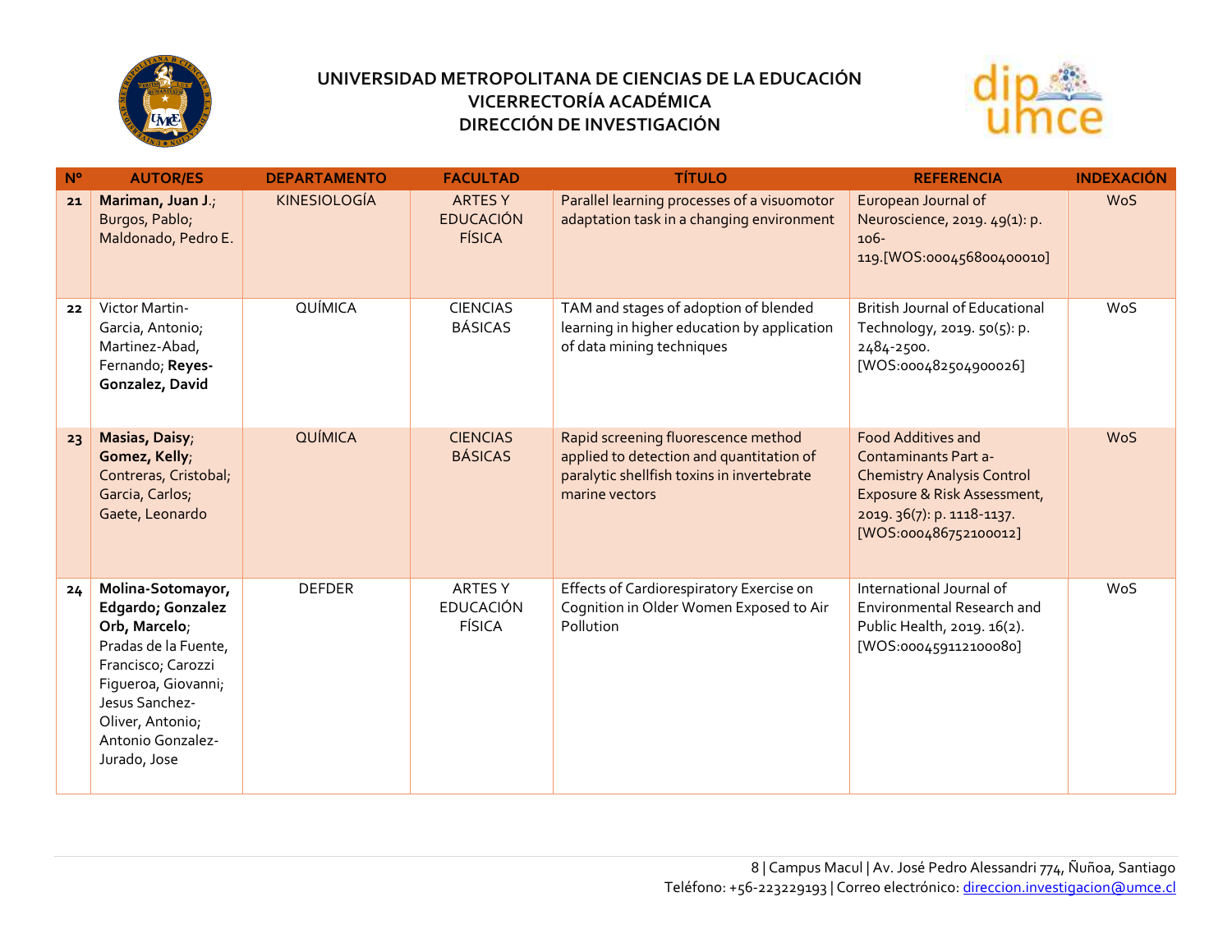# UNIVERSIDAD METROPOLITANA DE CIENCIAS DE LA EDUCACIÓN
## VICERRECTORÍA ACADÉMICA
## DIRECCIÓN DE INVESTIGACIÓN

| Nº | AUTOR/ES | DEPARTAMENTO | FACULTAD | TÍTULO | REFERENCIA | INDEXACIÓN |
|---|---|---|---|---|---|---|
| 21 | **Mariman, Juan J.**; Burgos, Pablo; Maldonado, Pedro E. | KINESIOLOGÍA | ARTES Y EDUCACIÓN FÍSICA | Parallel learning processes of a visuomotor adaptation task in a changing environment | European Journal of Neuroscience, 2019. 49(1): p. 106-119.[WOS:000456800400010] | WoS |
| 22 | Victor Martin-Garcia, Antonio; Martinez-Abad, Fernando; **Reyes-Gonzalez, David** | QUÍMICA | CIENCIAS BÁSICAS | TAM and stages of adoption of blended learning in higher education by application of data mining techniques | British Journal of Educational Technology, 2019. 50(5): p. 2484-2500. [WOS:000482504900026] | WoS |
| 23 | **Masias, Daisy**; **Gomez, Kelly**; Contreras, Cristobal; Garcia, Carlos; Gaete, Leonardo | QUÍMICA | CIENCIAS BÁSICAS | Rapid screening fluorescence method applied to detection and quantitation of paralytic shellfish toxins in invertebrate marine vectors | Food Additives and Contaminants Part a-Chemistry Analysis Control Exposure & Risk Assessment, 2019. 36(7): p. 1118-1137. [WOS:000486752100012] | WoS |
| 24 | **Molina-Sotomayor, Edgardo; Gonzalez Orb, Marcelo**; Pradas de la Fuente, Francisco; Carozzi Figueroa, Giovanni; Jesus Sanchez-Oliver, Antonio; Antonio Gonzalez-Jurado, Jose | DEFDER | ARTES Y EDUCACIÓN FÍSICA | Effects of Cardiorespiratory Exercise on Cognition in Older Women Exposed to Air Pollution | International Journal of Environmental Research and Public Health, 2019. 16(2). [WOS:000459112100080] | WoS |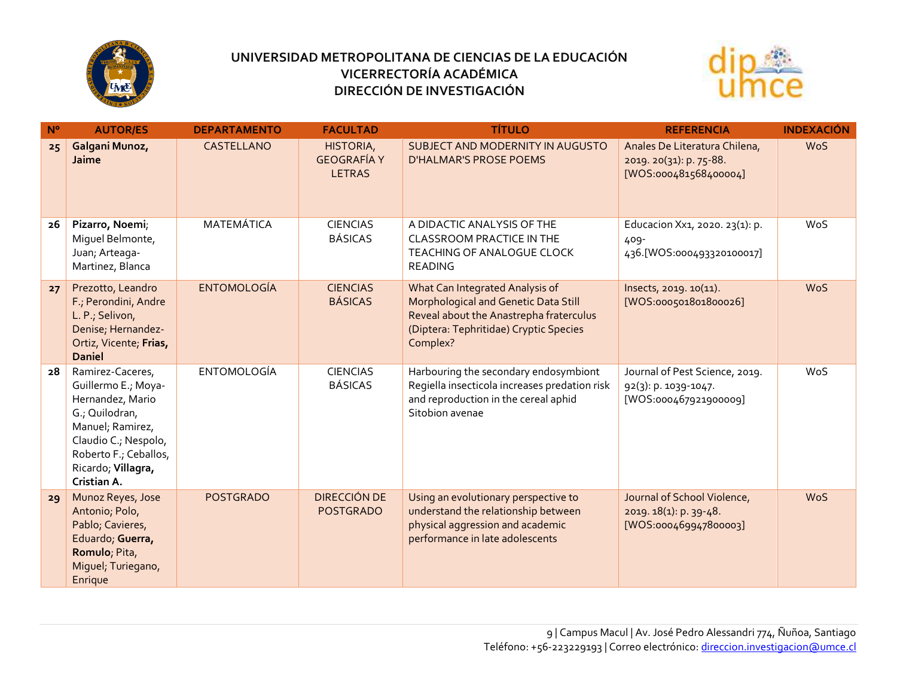# UNIVERSIDAD METROPOLITANA DE CIENCIAS DE LA EDUCACIÓN
## VICERRECTORÍA ACADÉMICA
## DIRECCIÓN DE INVESTIGACIÓN

| Nº | AUTOR/ES | DEPARTAMENTO | FACULTAD | TÍTULO | REFERENCIA | INDEXACIÓN |
|---|---|---|---|---|---|---|
| 25 | **Galgani Munoz, Jaime** | CASTELLANO | HISTORIA, GEOGRAFÍA Y LETRAS | SUBJECT AND MODERNITY IN AUGUSTO D'HALMAR'S PROSE POEMS | Anales De Literatura Chilena, 2019. 20(31): p. 75-88. [WOS:000481568400004] | WoS |
| 26 | **Pizarro, Noemi**; Miguel Belmonte, Juan; Arteaga-Martinez, Blanca | MATEMÁTICA | CIENCIAS BÁSICAS | A DIDACTIC ANALYSIS OF THE CLASSROOM PRACTICE IN THE TEACHING OF ANALOGUE CLOCK READING | Educacion Xx1, 2020. 23(1): p. 409-436.[WOS:000493320100017] | WoS |
| 27 | Prezotto, Leandro F.; Perondini, Andre L. P.; Selivon, Denise; Hernandez-Ortiz, Vicente; **Frias, Daniel** | ENTOMOLOGÍA | CIENCIAS BÁSICAS | What Can Integrated Analysis of Morphological and Genetic Data Still Reveal about the Anastrepha fraterculus (Diptera: Tephritidae) Cryptic Species Complex? | Insects, 2019. 10(11). [WOS:000501801800026] | WoS |
| 28 | Ramirez-Caceres, Guillermo E.; Moya-Hernandez, Mario G.; Quilodran, Manuel; Ramirez, Claudio C.; Nespolo, Roberto F.; Ceballos, Ricardo; **Villagra, Cristian A.** | ENTOMOLOGÍA | CIENCIAS BÁSICAS | Harbouring the secondary endosymbiont Regiella insecticola increases predation risk and reproduction in the cereal aphid Sitobion avenae | Journal of Pest Science, 2019. 92(3): p. 1039-1047. [WOS:000467921900009] | WoS |
| 29 | Munoz Reyes, Jose Antonio; Polo, Pablo; Cavieres, Eduardo; **Guerra, Romulo**; Pita, Miguel; Turiegano, Enrique | POSTGRADO | DIRECCIÓN DE POSTGRADO | Using an evolutionary perspective to understand the relationship between physical aggression and academic performance in late adolescents | Journal of School Violence, 2019. 18(1): p. 39-48. [WOS:000469947800003] | WoS |

Campus Macul | Av. José Pedro Alessandri 774, Ñuñoa, Santiago
Teléfono: +56-223229193 | Correo electrónico: direccion.investigacion@umce.cl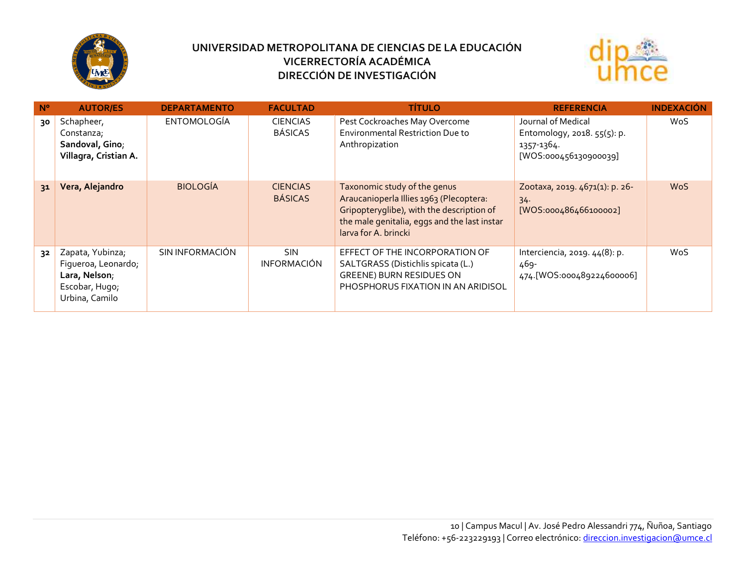# UNIVERSIDAD METROPOLITANA DE CIENCIAS DE LA EDUCACIÓN
## VICERRECTORÍA ACADÉMICA
## DIRECCIÓN DE INVESTIGACIÓN

| Nº | AUTOR/ES | DEPARTAMENTO | FACULTAD | TÍTULO | REFERENCIA | INDEXACIÓN |
|---|---|---|---|---|---|---|
| 30 | Schapheer, Constanza; **Sandoval, Gino**; **Villagra, Cristian A.** | ENTOMOLOGÍA | CIENCIAS BÁSICAS | Pest Cockroaches May Overcome Environmental Restriction Due to Anthropization | Journal of Medical Entomology, 2018. 55(5): p. 1357-1364. [WOS:000456130900039] | WoS |
| 31 | **Vera, Alejandro** | BIOLOGÍA | CIENCIAS BÁSICAS | Taxonomic study of the genus Araucanioperla Illies 1963 (Plecoptera: Gripopteryglibe), with the description of the male genitalia, eggs and the last instar larva for A. brincki | Zootaxa, 2019. 4671(1): p. 26-34. [WOS:000486466100002] | WoS |
| 32 | Zapata, Yubinza; Figueroa, Leonardo; **Lara, Nelson**; Escobar, Hugo; Urbina, Camilo | SIN INFORMACIÓN | SIN INFORMACIÓN | EFFECT OF THE INCORPORATION OF SALTGRASS (Distichlis spicata (L.) GREENE) BURN RESIDUES ON PHOSPHORUS FIXATION IN AN ARIDISOL | Interciencia, 2019. 44(8): p. 469-474.[WOS:000489224600006] | WoS |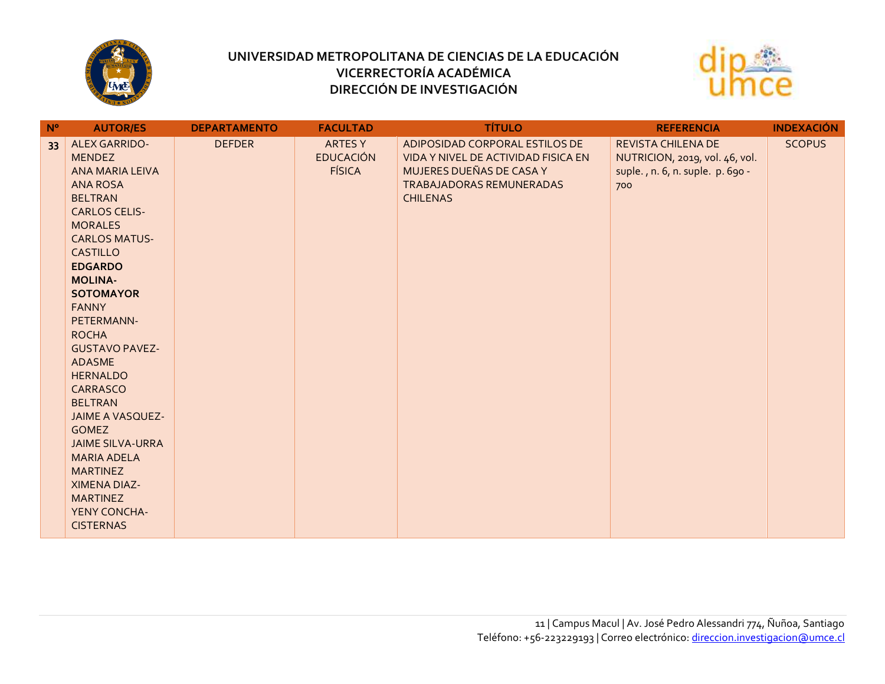# UNIVERSIDAD METROPOLITANA DE CIENCIAS DE LA EDUCACIÓN
## VICERRECTORÍA ACADÉMICA
## DIRECCIÓN DE INVESTIGACIÓN

| N° | AUTOR/ES | DEPARTAMENTO | FACULTAD | TÍTULO | REFERENCIA | INDEXACIÓN |
|---|---|---|---|---|---|---|
| 33 | ALEX GARRIDO-MENDEZ<br>ANA MARIA LEIVA<br>ANA ROSA BELTRAN<br>CARLOS CELIS-MORALES<br>CARLOS MATUS-CASTILLO<br>**EDGARDO MOLINA-SOTOMAYOR**<br>FANNY PETERMANN-ROCHA<br>GUSTAVO PAVEZ-ADASME<br>HERNALDO CARRASCO BELTRAN<br>JAIME A VASQUEZ-GOMEZ<br>JAIME SILVA-URRA<br>MARIA ADELA MARTINEZ<br>XIMENA DIAZ-MARTINEZ<br>YENY CONCHA-CISTERNAS | DEFDER | ARTES Y EDUCACIÓN FÍSICA | ADIPOSIDAD CORPORAL ESTILOS DE VIDA Y NIVEL DE ACTIVIDAD FISICA EN MUJERES DUEÑAS DE CASA Y TRABAJADORAS REMUNERADAS CHILENAS | REVISTA CHILENA DE NUTRICION, 2019, vol. 46, vol. suple. , n. 6, n. suple. p. 690 - 700 | SCOPUS |

Campus Macul | Av. José Pedro Alessandri 774, Ñuñoa, Santiago
Teléfono: +56-223229193 | Correo electrónico: direccion.investigacion@umce.cl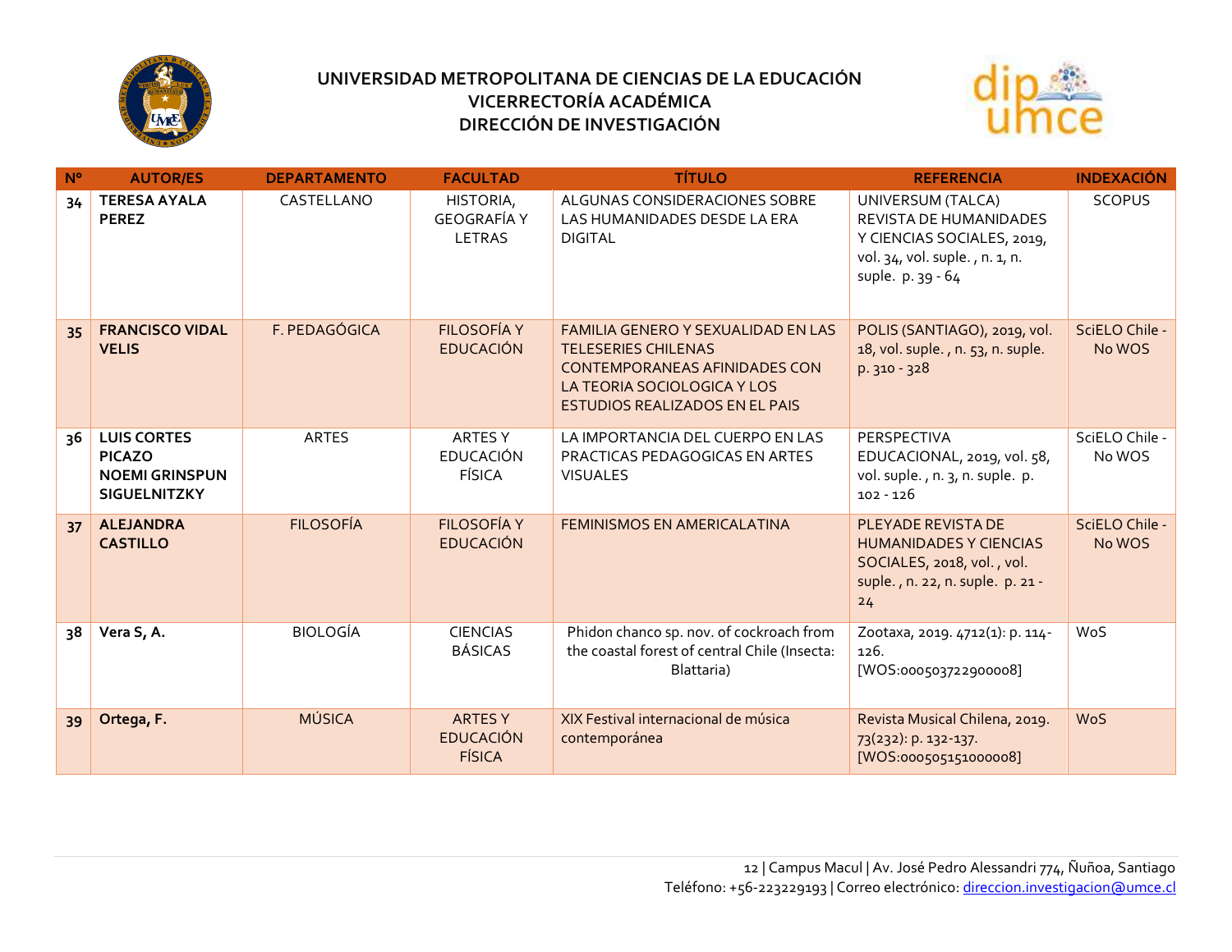# UNIVERSIDAD METROPOLITANA DE CIENCIAS DE LA EDUCACIÓN
## VICERRECTORÍA ACADÉMICA
## DIRECCIÓN DE INVESTIGACIÓN

| Nº | AUTOR/ES | DEPARTAMENTO | FACULTAD | TÍTULO | REFERENCIA | INDEXACIÓN |
|---|---|---|---|---|---|---|
| 34 | **TERESA AYALA PEREZ** | CASTELLANO | HISTORIA, GEOGRAFÍA Y LETRAS | ALGUNAS CONSIDERACIONES SOBRE LAS HUMANIDADES DESDE LA ERA DIGITAL | UNIVERSUM (TALCA) REVISTA DE HUMANIDADES Y CIENCIAS SOCIALES, 2019, vol. 34, vol. suple. , n. 1, n. suple. p. 39 - 64 | SCOPUS |
| 35 | **FRANCISCO VIDAL VELIS** | F. PEDAGÓGICA | FILOSOFÍA Y EDUCACIÓN | FAMILIA GENERO Y SEXUALIDAD EN LAS TELESERIES CHILENAS CONTEMPORANEAS AFINIDADES CON LA TEORIA SOCIOLOGICA Y LOS ESTUDIOS REALIZADOS EN EL PAIS | POLIS (SANTIAGO), 2019, vol. 18, vol. suple. , n. 53, n. suple. p. 310 - 328 | SciELO Chile - No WOS |
| 36 | **LUIS CORTES PICAZO** **NOEMI GRINSPUN SIGUELNITZKY** | ARTES | ARTES Y EDUCACIÓN FÍSICA | LA IMPORTANCIA DEL CUERPO EN LAS PRACTICAS PEDAGOGICAS EN ARTES VISUALES | PERSPECTIVA EDUCACIONAL, 2019, vol. 58, vol. suple. , n. 3, n. suple. p. 102 - 126 | SciELO Chile - No WOS |
| 37 | **ALEJANDRA CASTILLO** | FILOSOFÍA | FILOSOFÍA Y EDUCACIÓN | FEMINISMOS EN AMERICALATINA | PLEYADE REVISTA DE HUMANIDADES Y CIENCIAS SOCIALES, 2018, vol. , vol. suple. , n. 22, n. suple. p. 21 - 24 | SciELO Chile - No WOS |
| 38 | **Vera S, A.** | BIOLOGÍA | CIENCIAS BÁSICAS | Phidon chanco sp. nov. of cockroach from the coastal forest of central Chile (Insecta: Blattaria) | Zootaxa, 2019. 4712(1): p. 114-126. [WOS:000503722900008] | WoS |
| 39 | **Ortega, F.** | MÚSICA | ARTES Y EDUCACIÓN FÍSICA | XIX Festival internacional de música contemporánea | Revista Musical Chilena, 2019. 73(232): p. 132-137. [WOS:000505151000008] | WoS |

Campus Macul | Av. José Pedro Alessandri 774, Ñuñoa, Santiago
Teléfono: +56-223229193 | Correo electrónico: direccion.investigacion@umce.cl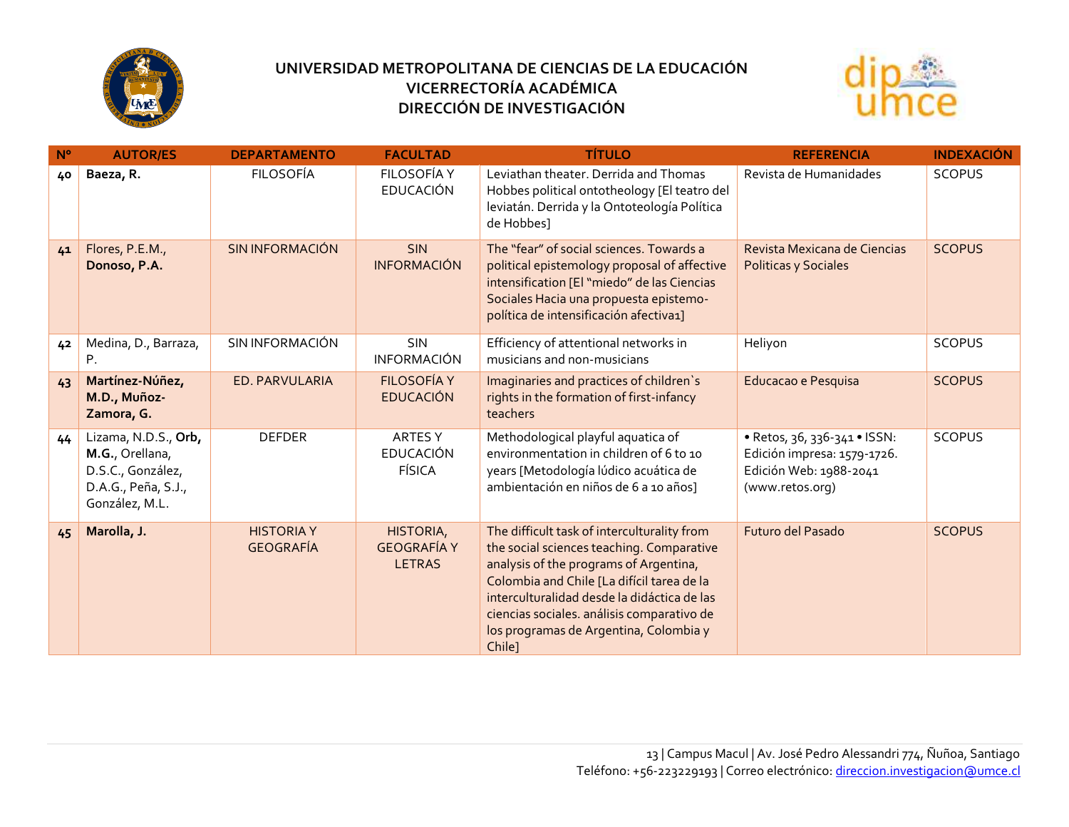**UNIVERSIDAD METROPOLITANA DE CIENCIAS DE LA EDUCACIÓN**
**VICERRECTORÍA ACADÉMICA**
**DIRECCIÓN DE INVESTIGACIÓN**

| Nº | AUTOR/ES | DEPARTAMENTO | FACULTAD | TÍTULO | REFERENCIA | INDEXACIÓN |
|---|---|---|---|---|---|---|
| 40 | **Baeza, R.** | FILOSOFÍA | FILOSOFÍA Y EDUCACIÓN | Leviathan theater. Derrida and Thomas Hobbes political ontotheology [El teatro del leviatán. Derrida y la Ontoteología Política de Hobbes] | Revista de Humanidades | SCOPUS |
| 41 | Flores, P.E.M., **Donoso, P.A.** | SIN INFORMACIÓN | SIN INFORMACIÓN | The "fear" of social sciences. Towards a political epistemology proposal of affective intensification [El "miedo" de las Ciencias Sociales Hacia una propuesta epistemo-política de intensificación afectiva1] | Revista Mexicana de Ciencias Politicas y Sociales | SCOPUS |
| 42 | Medina, D., Barraza, P. | SIN INFORMACIÓN | SIN INFORMACIÓN | Efficiency of attentional networks in musicians and non-musicians | Heliyon | SCOPUS |
| 43 | **Martínez-Núñez, M.D., Muñoz-Zamora, G.** | ED. PARVULARIA | FILOSOFÍA Y EDUCACIÓN | Imaginaries and practices of children`s rights in the formation of first-infancy teachers | Educacao e Pesquisa | SCOPUS |
| 44 | Lizama, N.D.S., **Orb, M.G.**, Orellana, D.S.C., González, D.A.G., Peña, S.J., González, M.L. | DEFDER | ARTES Y EDUCACIÓN FÍSICA | Methodological playful aquatica of environmentation in children of 6 to 10 years [Metodología lúdico acuática de ambientación en niños de 6 a 10 años] | • Retos, 36, 336-341 • ISSN: Edición impresa: 1579-1726. Edición Web: 1988-2041 (www.retos.org) | SCOPUS |
| 45 | **Marolla, J.** | HISTORIA Y GEOGRAFÍA | HISTORIA, GEOGRAFÍA Y LETRAS | The difficult task of interculturality from the social sciences teaching. Comparative analysis of the programs of Argentina, Colombia and Chile [La difícil tarea de la interculturalidad desde la didáctica de las ciencias sociales. análisis comparativo de los programas de Argentina, Colombia y Chile] | Futuro del Pasado | SCOPUS |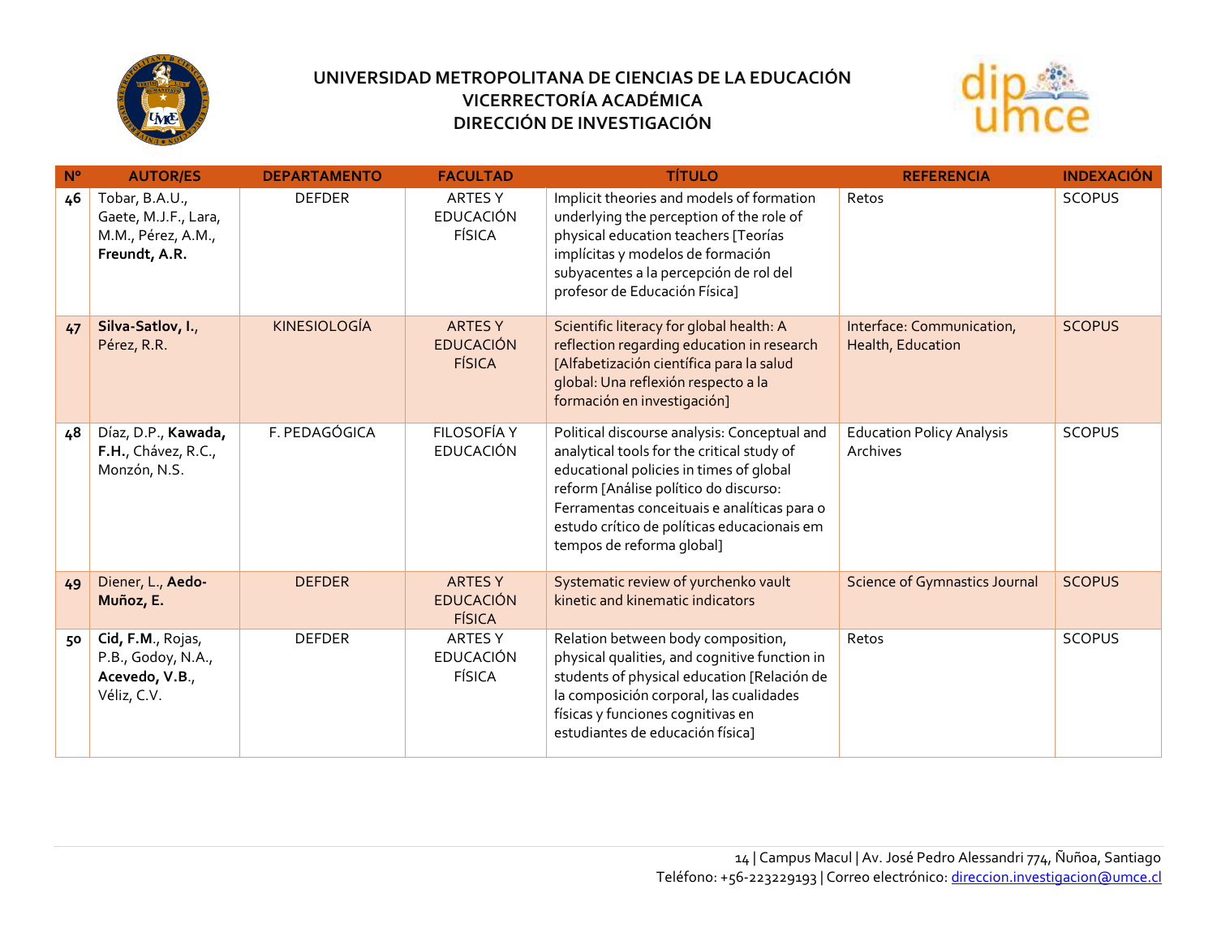# UNIVERSIDAD METROPOLITANA DE CIENCIAS DE LA EDUCACIÓN
## VICERRECTORÍA ACADÉMICA
## DIRECCIÓN DE INVESTIGACIÓN

| Nº | AUTOR/ES | DEPARTAMENTO | FACULTAD | TÍTULO | REFERENCIA | INDEXACIÓN |
|---|---|---|---|---|---|---|
| 46 | Tobar, B.A.U., Gaete, M.J.F., Lara, M.M., Pérez, A.M., **Freundt, A.R.** | DEFDER | ARTES Y EDUCACIÓN FÍSICA | Implicit theories and models of formation underlying the perception of the role of physical education teachers [Teorías implícitas y modelos de formación subyacentes a la percepción de rol del profesor de Educación Física] | Retos | SCOPUS |
| 47 | **Silva-Satlov, I.**, Pérez, R.R. | KINESIOLOGÍA | ARTES Y EDUCACIÓN FÍSICA | Scientific literacy for global health: A reflection regarding education in research [Alfabetización científica para la salud global: Una reflexión respecto a la formación en investigación] | Interface: Communication, Health, Education | SCOPUS |
| 48 | Díaz, D.P., **Kawada, F.H.**, Chávez, R.C., Monzón, N.S. | F. PEDAGÓGICA | FILOSOFÍA Y EDUCACIÓN | Political discourse analysis: Conceptual and analytical tools for the critical study of educational policies in times of global reform [Análise político do discurso: Ferramentas conceituais e analíticas para o estudo crítico de políticas educacionais em tempos de reforma global] | Education Policy Analysis Archives | SCOPUS |
| 49 | Diener, L., **Aedo-Muñoz, E.** | DEFDER | ARTES Y EDUCACIÓN FÍSICA | Systematic review of yurchenko vault kinetic and kinematic indicators | Science of Gymnastics Journal | SCOPUS |
| 50 | **Cid, F.M.**, Rojas, P.B., Godoy, N.A., **Acevedo, V.B.**, Véliz, C.V. | DEFDER | ARTES Y EDUCACIÓN FÍSICA | Relation between body composition, physical qualities, and cognitive function in students of physical education [Relación de la composición corporal, las cualidades físicas y funciones cognitivas en estudiantes de educación física] | Retos | SCOPUS |

Campus Macul | Av. José Pedro Alessandri 774, Ñuñoa, Santiago
Teléfono: +56-223229193 | Correo electrónico: direccion.investigacion@umce.cl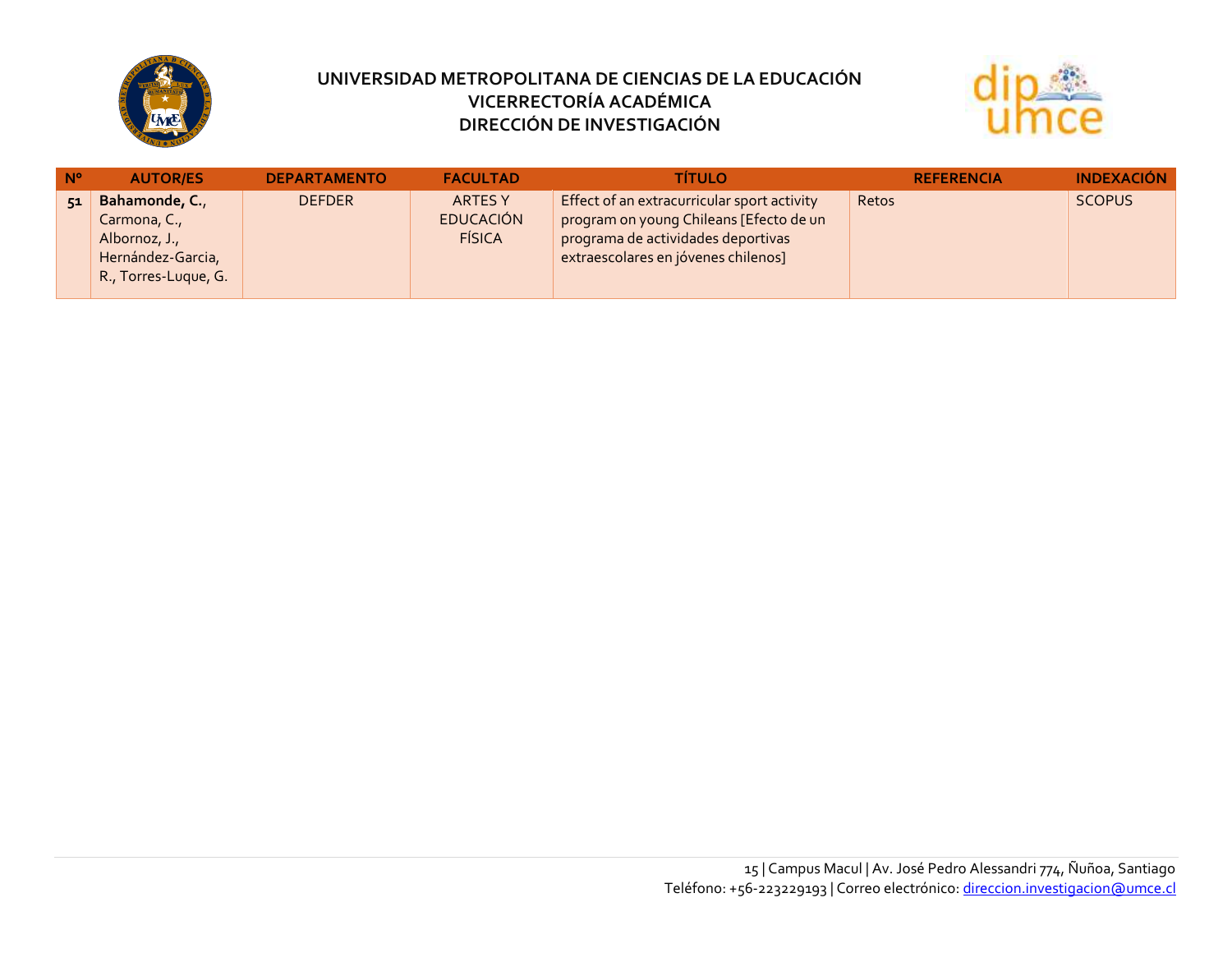**UNIVERSIDAD METROPOLITANA DE CIENCIAS DE LA EDUCACIÓN**
**VICERRECTORÍA ACADÉMICA**
**DIRECCIÓN DE INVESTIGACIÓN**

| Nº | AUTOR/ES | DEPARTAMENTO | FACULTAD | TÍTULO | REFERENCIA | INDEXACIÓN |
|---|---|---|---|---|---|---|
| 51 | **Bahamonde, C.**, Carmona, C., Albornoz, J., Hernández-Garcia, R., Torres-Luque, G. | DEFDER | ARTES Y EDUCACIÓN FÍSICA | Effect of an extracurricular sport activity program on young Chileans [Efecto de un programa de actividades deportivas extraescolares en jóvenes chilenos] | Retos | SCOPUS |

Campus Macul | Av. José Pedro Alessandri 774, Ñuñoa, Santiago
Teléfono: +56-223229193 | Correo electrónico: direccion.investigacion@umce.cl